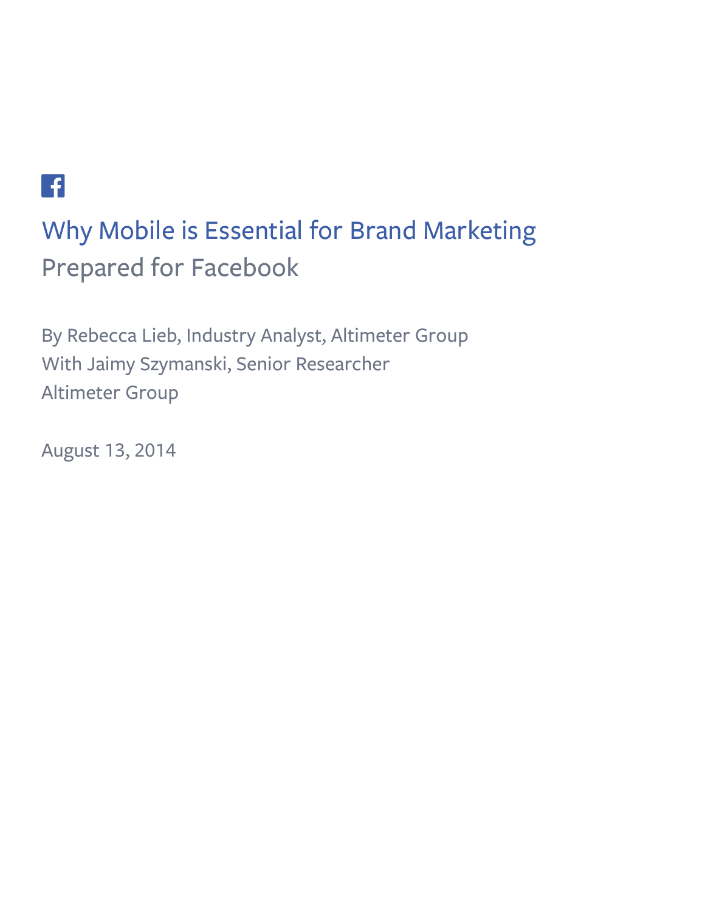# Why Mobile is Essential for Brand Marketing

## Prepared for Facebook

By Rebecca Lieb, Industry Analyst, Altimeter Group
With Jaimy Szymanski, Senior Researcher
Altimeter Group

August 13, 2014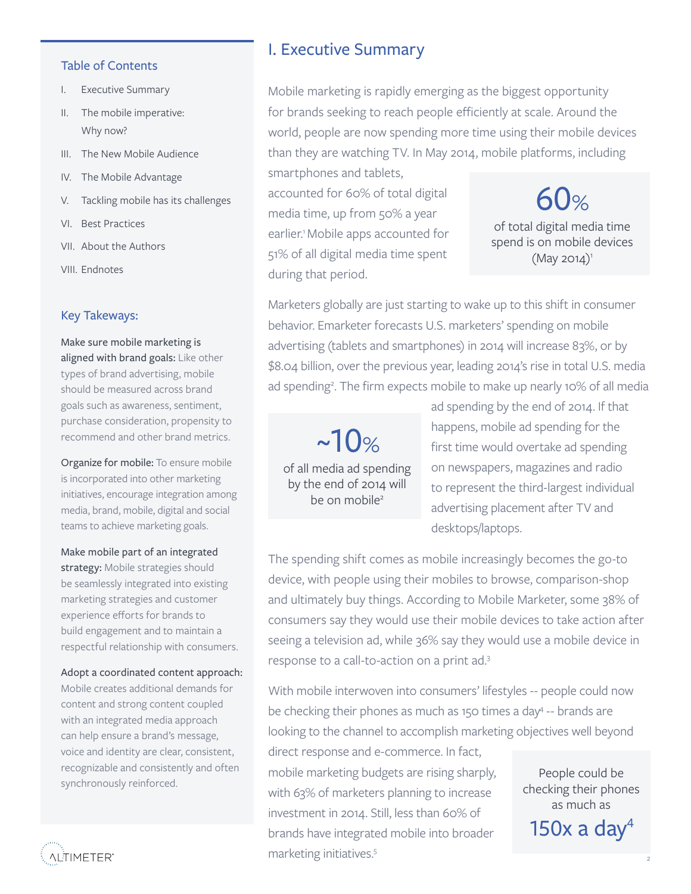## Table of Contents

I. Executive Summary
II. The mobile imperative: Why now?
III. The New Mobile Audience
IV. The Mobile Advantage
V. Tackling mobile has its challenges
VI. Best Practices
VII. About the Authors
VIII. Endnotes

## Key Takeways:

**Make sure mobile marketing is aligned with brand goals:** Like other types of brand advertising, mobile should be measured across brand goals such as awareness, sentiment, purchase consideration, propensity to recommend and other brand metrics.

**Organize for mobile:** To ensure mobile is incorporated into other marketing initiatives, encourage integration among media, brand, mobile, digital and social teams to achieve marketing goals.

**Make mobile part of an integrated strategy:** Mobile strategies should be seamlessly integrated into existing marketing strategies and customer experience efforts for brands to build engagement and to maintain a respectful relationship with consumers.

**Adopt a coordinated content approach:** Mobile creates additional demands for content and strong content coupled with an integrated media approach can help ensure a brand's message, voice and identity are clear, consistent, recognizable and consistently and often synchronously reinforced.

# I. Executive Summary

Mobile marketing is rapidly emerging as the biggest opportunity for brands seeking to reach people efficiently at scale. Around the world, people are now spending more time using their mobile devices than they are watching TV. In May 2014, mobile platforms, including smartphones and tablets, accounted for 60% of total digital media time, up from 50% a year earlier.[1] Mobile apps accounted for 51% of all digital media time spent during that period.

> **60%**
> of total digital media time spend is on mobile devices (May 2014)[1]

Marketers globally are just starting to wake up to this shift in consumer behavior. Emarketer forecasts U.S. marketers' spending on mobile advertising (tablets and smartphones) in 2014 will increase 83%, or by $8.04 billion, over the previous year, leading 2014's rise in total U.S. media ad spending[2]. The firm expects mobile to make up nearly 10% of all media ad spending by the end of 2014. If that happens, mobile ad spending for the first time would overtake ad spending on newspapers, magazines and radio to represent the third-largest individual advertising placement after TV and desktops/laptops.

> **~10%**
> of all media ad spending by the end of 2014 will be on mobile[2]

The spending shift comes as mobile increasingly becomes the go-to device, with people using their mobiles to browse, comparison-shop and ultimately buy things. According to Mobile Marketer, some 38% of consumers say they would use their mobile devices to take action after seeing a television ad, while 36% say they would use a mobile device in response to a call-to-action on a print ad.[3]

With mobile interwoven into consumers' lifestyles -- people could now be checking their phones as much as 150 times a day[4] -- brands are looking to the channel to accomplish marketing objectives well beyond direct response and e-commerce. In fact, mobile marketing budgets are rising sharply, with 63% of marketers planning to increase investment in 2014. Still, less than 60% of brands have integrated mobile into broader marketing initiatives.[5]

> People could be checking their phones as much as
> **150x a day**[4]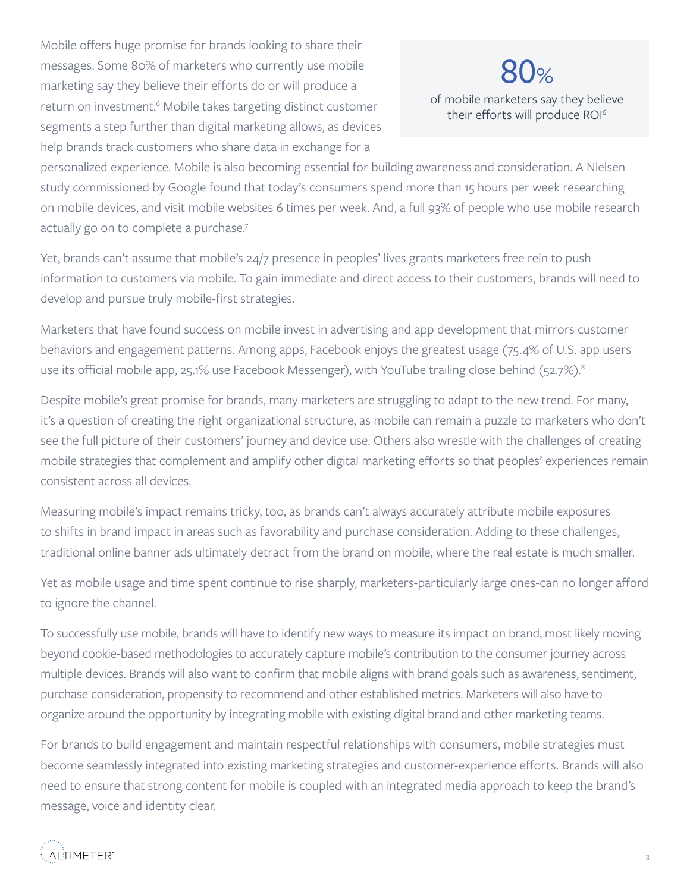Mobile offers huge promise for brands looking to share their messages. Some 80% of marketers who currently use mobile marketing say they believe their efforts do or will produce a return on investment.[6] Mobile takes targeting distinct customer segments a step further than digital marketing allows, as devices help brands track customers who share data in exchange for a personalized experience. Mobile is also becoming essential for building awareness and consideration. A Nielsen study commissioned by Google found that today's consumers spend more than 15 hours per week researching on mobile devices, and visit mobile websites 6 times per week. And, a full 93% of people who use mobile research actually go on to complete a purchase.[7]

> **80%**
> of mobile marketers say they believe their efforts will produce ROI[6]

Yet, brands can't assume that mobile's 24/7 presence in peoples' lives grants marketers free rein to push information to customers via mobile. To gain immediate and direct access to their customers, brands will need to develop and pursue truly mobile-first strategies.

Marketers that have found success on mobile invest in advertising and app development that mirrors customer behaviors and engagement patterns. Among apps, Facebook enjoys the greatest usage (75.4% of U.S. app users use its official mobile app, 25.1% use Facebook Messenger), with YouTube trailing close behind (52.7%).[8]

Despite mobile's great promise for brands, many marketers are struggling to adapt to the new trend. For many, it's a question of creating the right organizational structure, as mobile can remain a puzzle to marketers who don't see the full picture of their customers' journey and device use. Others also wrestle with the challenges of creating mobile strategies that complement and amplify other digital marketing efforts so that peoples' experiences remain consistent across all devices.

Measuring mobile's impact remains tricky, too, as brands can't always accurately attribute mobile exposures to shifts in brand impact in areas such as favorability and purchase consideration. Adding to these challenges, traditional online banner ads ultimately detract from the brand on mobile, where the real estate is much smaller.

Yet as mobile usage and time spent continue to rise sharply, marketers-particularly large ones-can no longer afford to ignore the channel.

To successfully use mobile, brands will have to identify new ways to measure its impact on brand, most likely moving beyond cookie-based methodologies to accurately capture mobile's contribution to the consumer journey across multiple devices. Brands will also want to confirm that mobile aligns with brand goals such as awareness, sentiment, purchase consideration, propensity to recommend and other established metrics. Marketers will also have to organize around the opportunity by integrating mobile with existing digital brand and other marketing teams.

For brands to build engagement and maintain respectful relationships with consumers, mobile strategies must become seamlessly integrated into existing marketing strategies and customer-experience efforts. Brands will also need to ensure that strong content for mobile is coupled with an integrated media approach to keep the brand's message, voice and identity clear.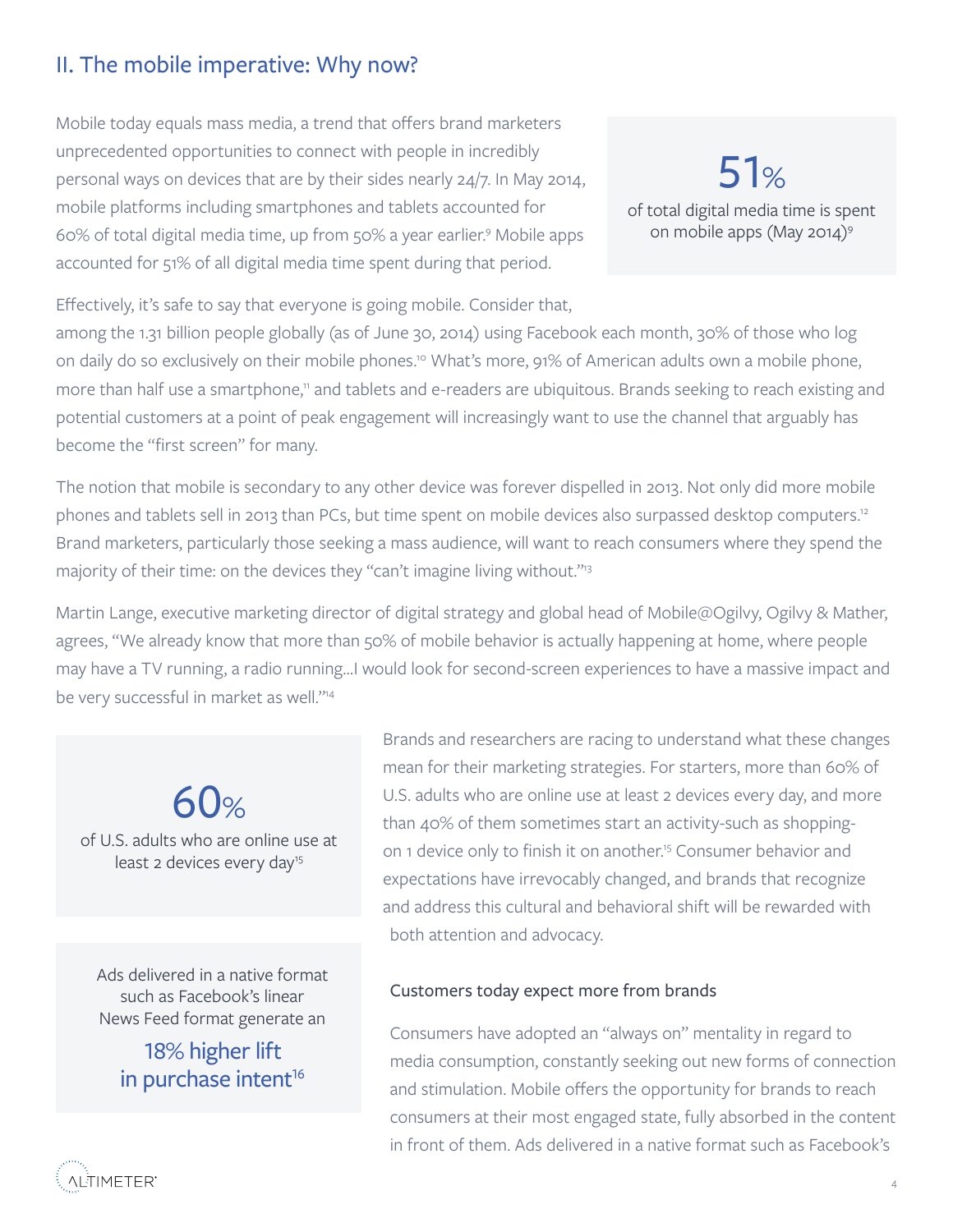## II. The mobile imperative: Why now?

Mobile today equals mass media, a trend that offers brand marketers unprecedented opportunities to connect with people in incredibly personal ways on devices that are by their sides nearly 24/7. In May 2014, mobile platforms including smartphones and tablets accounted for 60% of total digital media time, up from 50% a year earlier.[9] Mobile apps accounted for 51% of all digital media time spent during that period.

**51%**
of total digital media time is spent on mobile apps (May 2014)[9]

Effectively, it's safe to say that everyone is going mobile. Consider that, among the 1.31 billion people globally (as of June 30, 2014) using Facebook each month, 30% of those who log on daily do so exclusively on their mobile phones.[10] What's more, 91% of American adults own a mobile phone, more than half use a smartphone,[11] and tablets and e-readers are ubiquitous. Brands seeking to reach existing and potential customers at a point of peak engagement will increasingly want to use the channel that arguably has become the "first screen" for many.

The notion that mobile is secondary to any other device was forever dispelled in 2013. Not only did more mobile phones and tablets sell in 2013 than PCs, but time spent on mobile devices also surpassed desktop computers.[12] Brand marketers, particularly those seeking a mass audience, will want to reach consumers where they spend the majority of their time: on the devices they "can't imagine living without."[13]

Martin Lange, executive marketing director of digital strategy and global head of Mobile@Ogilvy, Ogilvy & Mather, agrees, "We already know that more than 50% of mobile behavior is actually happening at home, where people may have a TV running, a radio running...I would look for second-screen experiences to have a massive impact and be very successful in market as well."[14]

**60%**
of U.S. adults who are online use at least 2 devices every day[15]

Ads delivered in a native format such as Facebook's linear News Feed format generate an **18% higher lift in purchase intent**[16]

Brands and researchers are racing to understand what these changes mean for their marketing strategies. For starters, more than 60% of U.S. adults who are online use at least 2 devices every day, and more than 40% of them sometimes start an activity-such as shopping-on 1 device only to finish it on another.[15] Consumer behavior and expectations have irrevocably changed, and brands that recognize and address this cultural and behavioral shift will be rewarded with both attention and advocacy.

### Customers today expect more from brands

Consumers have adopted an "always on" mentality in regard to media consumption, constantly seeking out new forms of connection and stimulation. Mobile offers the opportunity for brands to reach consumers at their most engaged state, fully absorbed in the content in front of them. Ads delivered in a native format such as Facebook's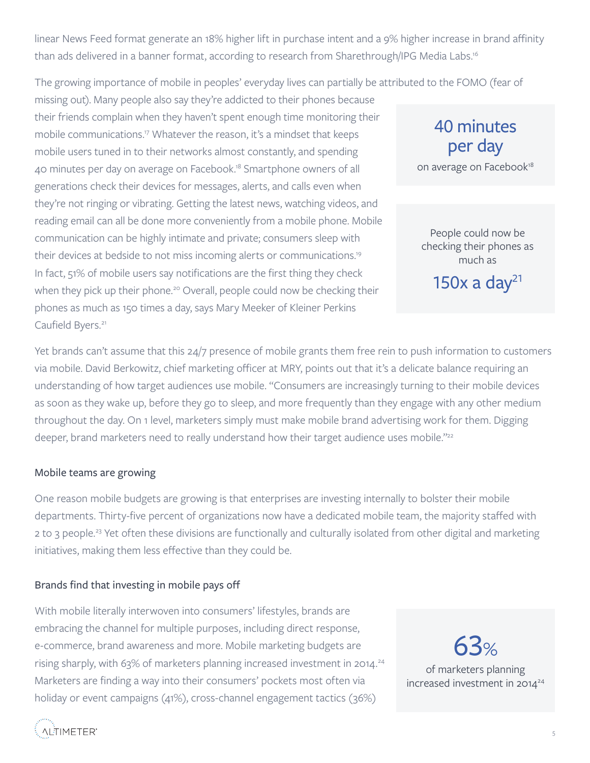linear News Feed format generate an 18% higher lift in purchase intent and a 9% higher increase in brand affinity than ads delivered in a banner format, according to research from Sharethrough/IPG Media Labs.[16]

The growing importance of mobile in peoples' everyday lives can partially be attributed to the FOMO (fear of missing out). Many people also say they're addicted to their phones because their friends complain when they haven't spent enough time monitoring their mobile communications.[17] Whatever the reason, it's a mindset that keeps mobile users tuned in to their networks almost constantly, and spending 40 minutes per day on average on Facebook.[18] Smartphone owners of all generations check their devices for messages, alerts, and calls even when they're not ringing or vibrating. Getting the latest news, watching videos, and reading email can all be done more conveniently from a mobile phone. Mobile communication can be highly intimate and private; consumers sleep with their devices at bedside to not miss incoming alerts or communications.[19] In fact, 51% of mobile users say notifications are the first thing they check when they pick up their phone.[20] Overall, people could now be checking their phones as much as 150 times a day, says Mary Meeker of Kleiner Perkins Caufield Byers.[21]

> **40 minutes per day**
> on average on Facebook[18]

> People could now be checking their phones as much as
> **150x a day**[21]

Yet brands can't assume that this 24/7 presence of mobile grants them free rein to push information to customers via mobile. David Berkowitz, chief marketing officer at MRY, points out that it's a delicate balance requiring an understanding of how target audiences use mobile. "Consumers are increasingly turning to their mobile devices as soon as they wake up, before they go to sleep, and more frequently than they engage with any other medium throughout the day. On 1 level, marketers simply must make mobile brand advertising work for them. Digging deeper, brand marketers need to really understand how their target audience uses mobile."[22]

## Mobile teams are growing

One reason mobile budgets are growing is that enterprises are investing internally to bolster their mobile departments. Thirty-five percent of organizations now have a dedicated mobile team, the majority staffed with 2 to 3 people.[23] Yet often these divisions are functionally and culturally isolated from other digital and marketing initiatives, making them less effective than they could be.

## Brands find that investing in mobile pays off

With mobile literally interwoven into consumers' lifestyles, brands are embracing the channel for multiple purposes, including direct response, e-commerce, brand awareness and more. Mobile marketing budgets are rising sharply, with 63% of marketers planning increased investment in 2014.[24] Marketers are finding a way into their consumers' pockets most often via holiday or event campaigns (41%), cross-channel engagement tactics (36%)

> **63%**
> of marketers planning increased investment in 2014[24]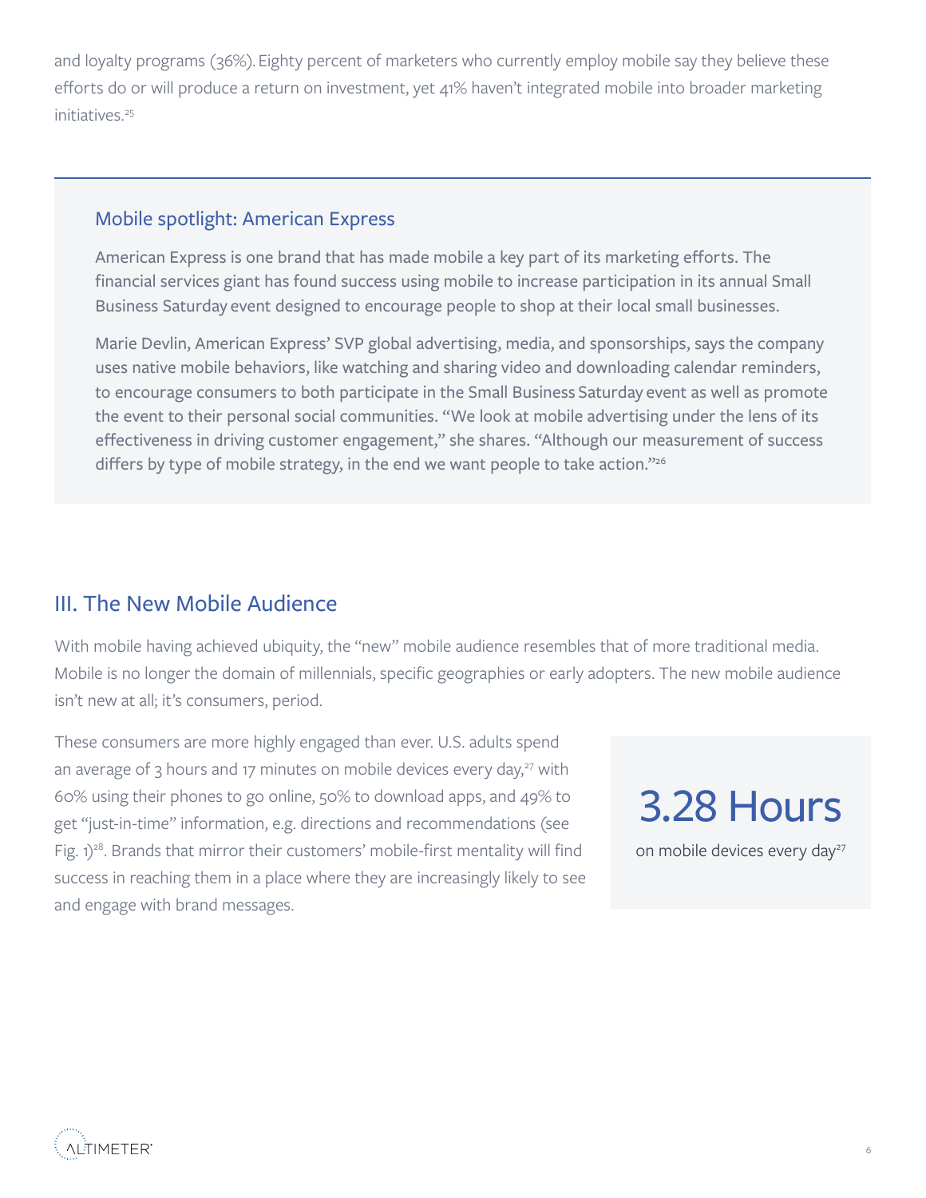and loyalty programs (36%). Eighty percent of marketers who currently employ mobile say they believe these efforts do or will produce a return on investment, yet 41% haven't integrated mobile into broader marketing initiatives.[25]

### Mobile spotlight: American Express

American Express is one brand that has made mobile a key part of its marketing efforts. The financial services giant has found success using mobile to increase participation in its annual Small Business Saturday event designed to encourage people to shop at their local small businesses.

Marie Devlin, American Express' SVP global advertising, media, and sponsorships, says the company uses native mobile behaviors, like watching and sharing video and downloading calendar reminders, to encourage consumers to both participate in the Small Business Saturday event as well as promote the event to their personal social communities. "We look at mobile advertising under the lens of its effectiveness in driving customer engagement," she shares. "Although our measurement of success differs by type of mobile strategy, in the end we want people to take action."[26]

## III. The New Mobile Audience

With mobile having achieved ubiquity, the "new" mobile audience resembles that of more traditional media. Mobile is no longer the domain of millennials, specific geographies or early adopters. The new mobile audience isn't new at all; it's consumers, period.

These consumers are more highly engaged than ever. U.S. adults spend an average of 3 hours and 17 minutes on mobile devices every day,[27] with 60% using their phones to go online, 50% to download apps, and 49% to get "just-in-time" information, e.g. directions and recommendations (see Fig. 1)[28]. Brands that mirror their customers' mobile-first mentality will find success in reaching them in a place where they are increasingly likely to see and engage with brand messages.

**3.28 Hours**

on mobile devices every day[27]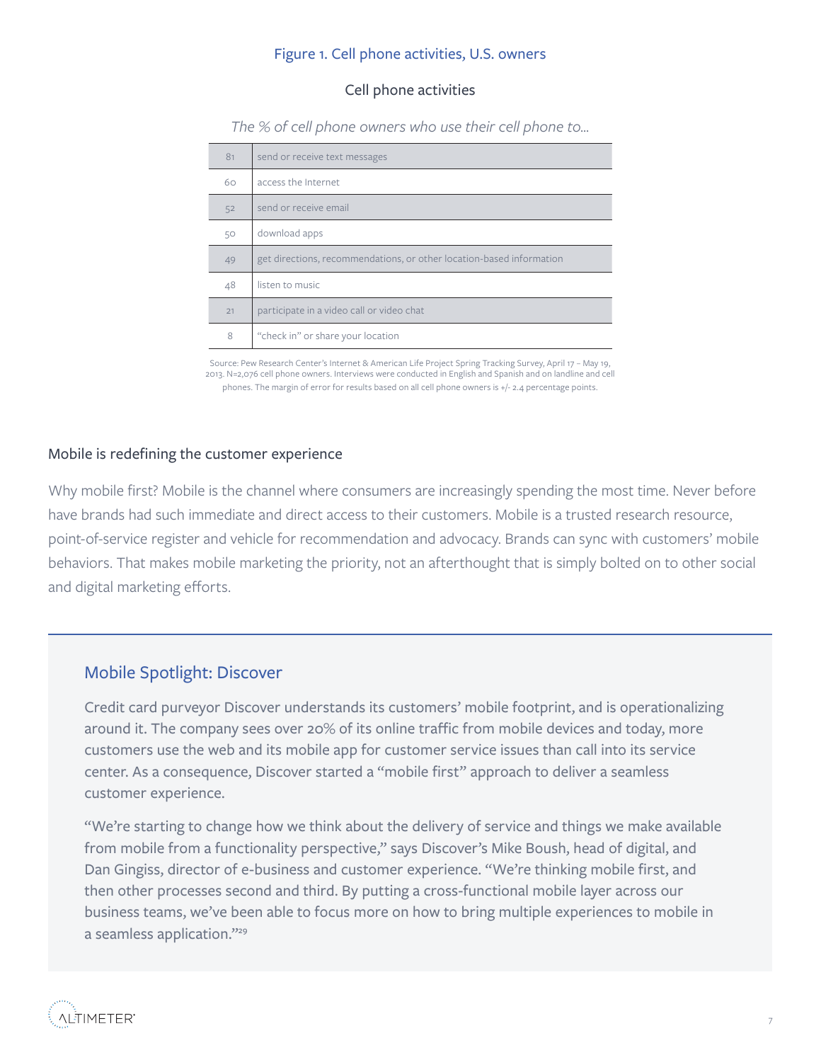Figure 1. Cell phone activities, U.S. owners

Cell phone activities

*The % of cell phone owners who use their cell phone to...*

| % | Activity |
|---|---|
| 81 | send or receive text messages |
| 60 | access the Internet |
| 52 | send or receive email |
| 50 | download apps |
| 49 | get directions, recommendations, or other location-based information |
| 48 | listen to music |
| 21 | participate in a video call or video chat |
| 8 | "check in" or share your location |

Source: Pew Research Center's Internet & American Life Project Spring Tracking Survey, April 17 – May 19, 2013. N=2,076 cell phone owners. Interviews were conducted in English and Spanish and on landline and cell phones. The margin of error for results based on all cell phone owners is +/- 2.4 percentage points.

## Mobile is redefining the customer experience

Why mobile first? Mobile is the channel where consumers are increasingly spending the most time. Never before have brands had such immediate and direct access to their customers. Mobile is a trusted research resource, point-of-service register and vehicle for recommendation and advocacy. Brands can sync with customers' mobile behaviors. That makes mobile marketing the priority, not an afterthought that is simply bolted on to other social and digital marketing efforts.

### Mobile Spotlight: Discover

Credit card purveyor Discover understands its customers' mobile footprint, and is operationalizing around it. The company sees over 20% of its online traffic from mobile devices and today, more customers use the web and its mobile app for customer service issues than call into its service center. As a consequence, Discover started a "mobile first" approach to deliver a seamless customer experience.

"We're starting to change how we think about the delivery of service and things we make available from mobile from a functionality perspective," says Discover's Mike Boush, head of digital, and Dan Gingiss, director of e-business and customer experience. "We're thinking mobile first, and then other processes second and third. By putting a cross-functional mobile layer across our business teams, we've been able to focus more on how to bring multiple experiences to mobile in a seamless application."[29]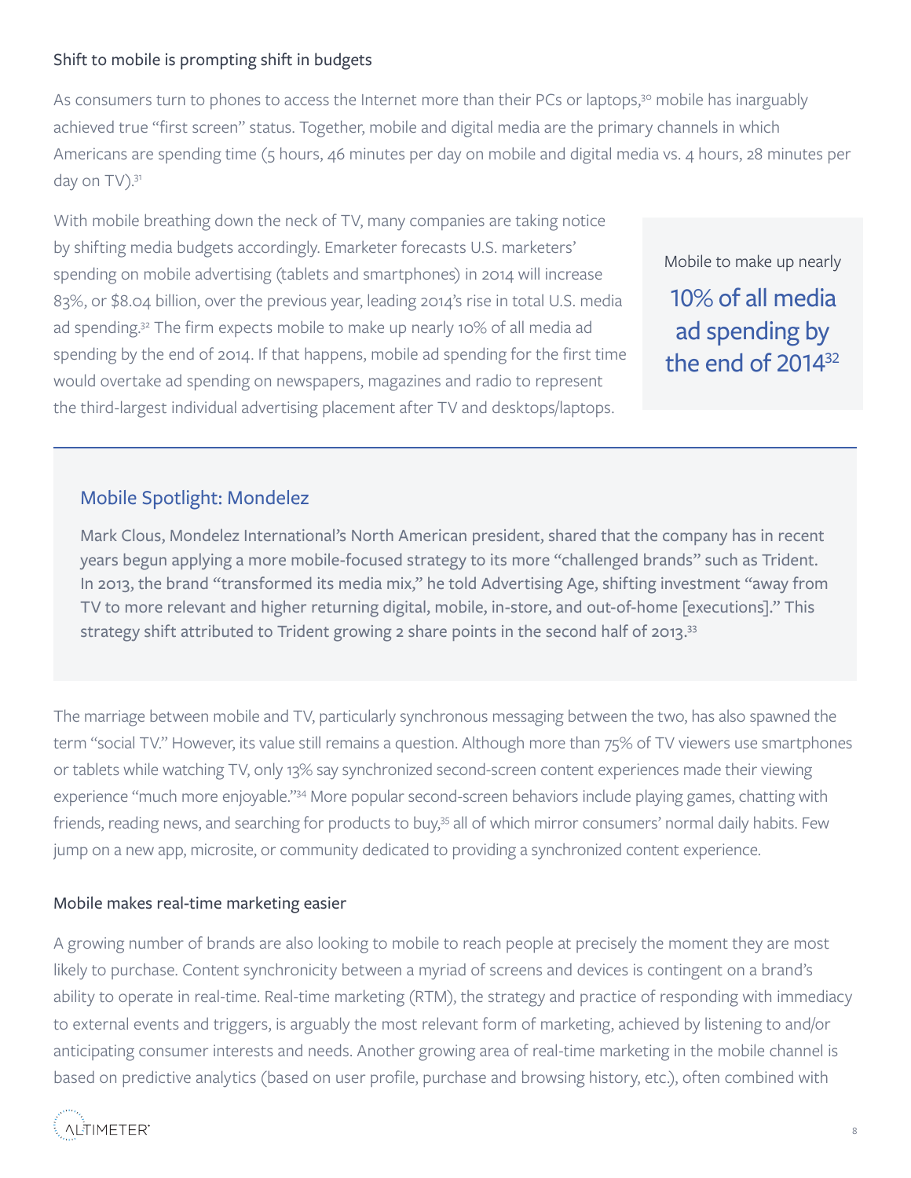## Shift to mobile is prompting shift in budgets

As consumers turn to phones to access the Internet more than their PCs or laptops,[30] mobile has inarguably achieved true "first screen" status. Together, mobile and digital media are the primary channels in which Americans are spending time (5 hours, 46 minutes per day on mobile and digital media vs. 4 hours, 28 minutes per day on TV).[31]

With mobile breathing down the neck of TV, many companies are taking notice by shifting media budgets accordingly. Emarketer forecasts U.S. marketers' spending on mobile advertising (tablets and smartphones) in 2014 will increase 83%, or $8.04 billion, over the previous year, leading 2014's rise in total U.S. media ad spending.[32] The firm expects mobile to make up nearly 10% of all media ad spending by the end of 2014. If that happens, mobile ad spending for the first time would overtake ad spending on newspapers, magazines and radio to represent the third-largest individual advertising placement after TV and desktops/laptops.

> Mobile to make up nearly
> **10% of all media ad spending by the end of 2014**[32]

### Mobile Spotlight: Mondelez

Mark Clous, Mondelez International's North American president, shared that the company has in recent years begun applying a more mobile-focused strategy to its more "challenged brands" such as Trident. In 2013, the brand "transformed its media mix," he told Advertising Age, shifting investment "away from TV to more relevant and higher returning digital, mobile, in-store, and out-of-home [executions]." This strategy shift attributed to Trident growing 2 share points in the second half of 2013.[33]

The marriage between mobile and TV, particularly synchronous messaging between the two, has also spawned the term "social TV." However, its value still remains a question. Although more than 75% of TV viewers use smartphones or tablets while watching TV, only 13% say synchronized second-screen content experiences made their viewing experience "much more enjoyable."[34] More popular second-screen behaviors include playing games, chatting with friends, reading news, and searching for products to buy,[35] all of which mirror consumers' normal daily habits. Few jump on a new app, microsite, or community dedicated to providing a synchronized content experience.

## Mobile makes real-time marketing easier

A growing number of brands are also looking to mobile to reach people at precisely the moment they are most likely to purchase. Content synchronicity between a myriad of screens and devices is contingent on a brand's ability to operate in real-time. Real-time marketing (RTM), the strategy and practice of responding with immediacy to external events and triggers, is arguably the most relevant form of marketing, achieved by listening to and/or anticipating consumer interests and needs. Another growing area of real-time marketing in the mobile channel is based on predictive analytics (based on user profile, purchase and browsing history, etc.), often combined with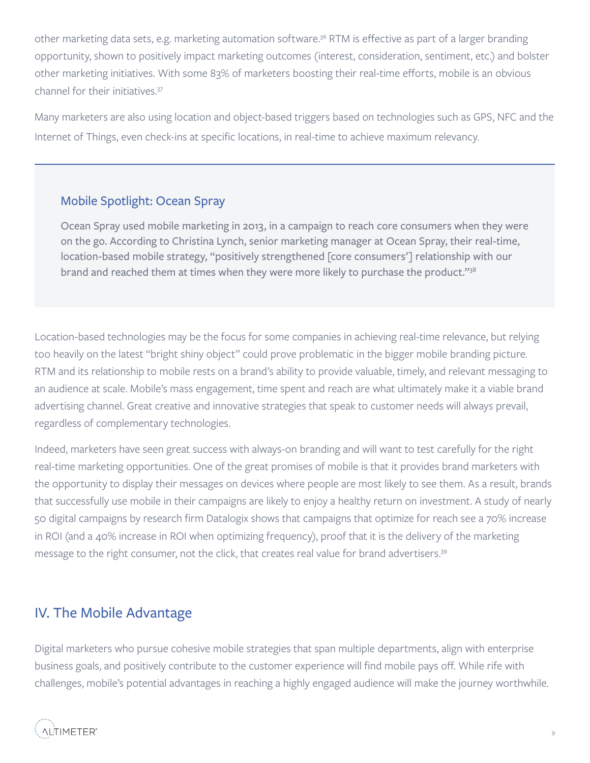other marketing data sets, e.g. marketing automation software.[36] RTM is effective as part of a larger branding opportunity, shown to positively impact marketing outcomes (interest, consideration, sentiment, etc.) and bolster other marketing initiatives. With some 83% of marketers boosting their real-time efforts, mobile is an obvious channel for their initiatives.[37]

Many marketers are also using location and object-based triggers based on technologies such as GPS, NFC and the Internet of Things, even check-ins at specific locations, in real-time to achieve maximum relevancy.

### Mobile Spotlight: Ocean Spray

Ocean Spray used mobile marketing in 2013, in a campaign to reach core consumers when they were on the go. According to Christina Lynch, senior marketing manager at Ocean Spray, their real-time, location-based mobile strategy, "positively strengthened [core consumers'] relationship with our brand and reached them at times when they were more likely to purchase the product."[38]

Location-based technologies may be the focus for some companies in achieving real-time relevance, but relying too heavily on the latest "bright shiny object" could prove problematic in the bigger mobile branding picture. RTM and its relationship to mobile rests on a brand's ability to provide valuable, timely, and relevant messaging to an audience at scale. Mobile's mass engagement, time spent and reach are what ultimately make it a viable brand advertising channel. Great creative and innovative strategies that speak to customer needs will always prevail, regardless of complementary technologies.

Indeed, marketers have seen great success with always-on branding and will want to test carefully for the right real-time marketing opportunities. One of the great promises of mobile is that it provides brand marketers with the opportunity to display their messages on devices where people are most likely to see them. As a result, brands that successfully use mobile in their campaigns are likely to enjoy a healthy return on investment. A study of nearly 50 digital campaigns by research firm Datalogix shows that campaigns that optimize for reach see a 70% increase in ROI (and a 40% increase in ROI when optimizing frequency), proof that it is the delivery of the marketing message to the right consumer, not the click, that creates real value for brand advertisers.[39]

## IV. The Mobile Advantage

Digital marketers who pursue cohesive mobile strategies that span multiple departments, align with enterprise business goals, and positively contribute to the customer experience will find mobile pays off. While rife with challenges, mobile's potential advantages in reaching a highly engaged audience will make the journey worthwhile.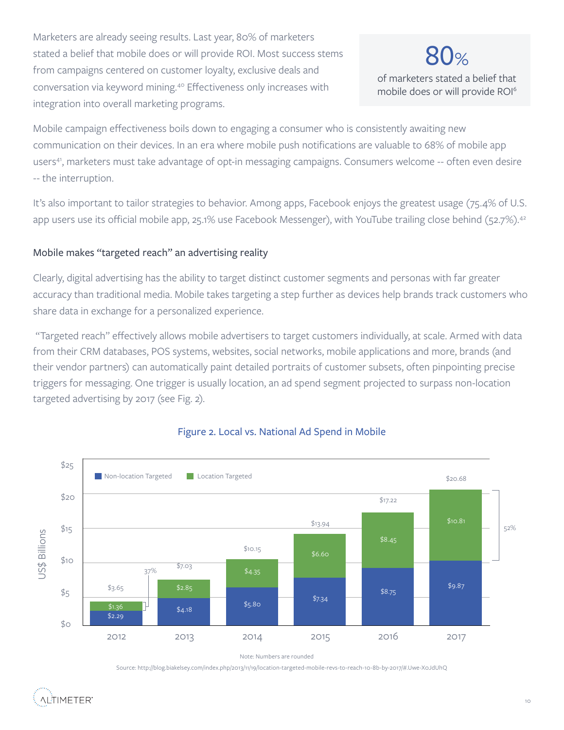Marketers are already seeing results. Last year, 80% of marketers stated a belief that mobile does or will provide ROI. Most success stems from campaigns centered on customer loyalty, exclusive deals and conversation via keyword mining.[40] Effectiveness only increases with integration into overall marketing programs.

> **80%**
> of marketers stated a belief that mobile does or will provide ROI[6]

Mobile campaign effectiveness boils down to engaging a consumer who is consistently awaiting new communication on their devices. In an era where mobile push notifications are valuable to 68% of mobile app users[41], marketers must take advantage of opt-in messaging campaigns. Consumers welcome -- often even desire -- the interruption.

It's also important to tailor strategies to behavior. Among apps, Facebook enjoys the greatest usage (75.4% of U.S. app users use its official mobile app, 25.1% use Facebook Messenger), with YouTube trailing close behind (52.7%).[42]

### Mobile makes "targeted reach" an advertising reality

Clearly, digital advertising has the ability to target distinct customer segments and personas with far greater accuracy than traditional media. Mobile takes targeting a step further as devices help brands track customers who share data in exchange for a personalized experience.

"Targeted reach" effectively allows mobile advertisers to target customers individually, at scale. Armed with data from their CRM databases, POS systems, websites, social networks, mobile applications and more, brands (and their vendor partners) can automatically paint detailed portraits of customer subsets, often pinpointing precise triggers for messaging. One trigger is usually location, an ad spend segment projected to surpass non-location targeted advertising by 2017 (see Fig. 2).

Figure 2. Local vs. National Ad Spend in Mobile

| Year | Non-location Targeted (US$ Billions) | Location Targeted (US$ Billions) | Total (US$ Billions) |
|---|---|---|---|
| 2012 | $2.29 | $1.36 (37%) | $3.65 |
| 2013 | $4.18 | $2.85 | $7.03 |
| 2014 | $5.80 | $4.35 | $10.15 |
| 2015 | $7.34 | $6.60 | $13.94 |
| 2016 | $8.75 | $8.45 | $17.22 |
| 2017 | $9.87 | $10.81 (52%) | $20.68 |

Note: Numbers are rounded

Source: http://blog.biakelsey.com/index.php/2013/11/19/location-targeted-mobile-revs-to-reach-10-8b-by-2017/#.Uwe-XoJdUhQ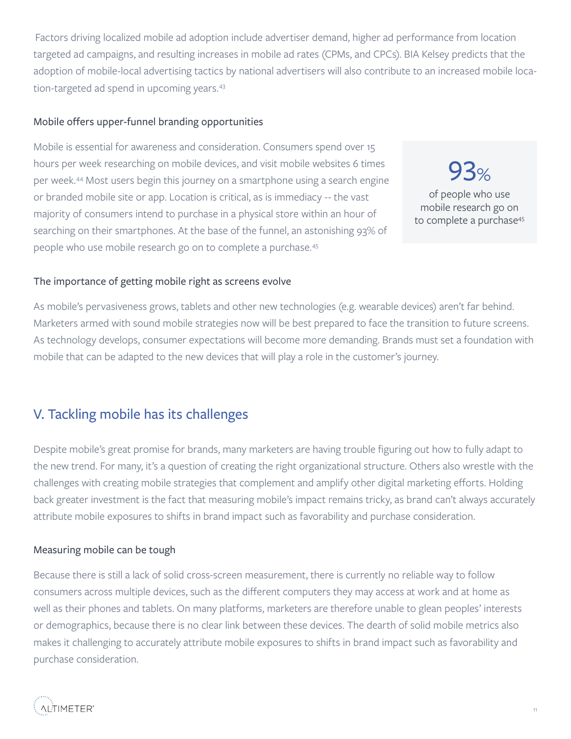Factors driving localized mobile ad adoption include advertiser demand, higher ad performance from location targeted ad campaigns, and resulting increases in mobile ad rates (CPMs, and CPCs). BIA Kelsey predicts that the adoption of mobile-local advertising tactics by national advertisers will also contribute to an increased mobile location-targeted ad spend in upcoming years.[43]

### Mobile offers upper-funnel branding opportunities

Mobile is essential for awareness and consideration. Consumers spend over 15 hours per week researching on mobile devices, and visit mobile websites 6 times per week.[44] Most users begin this journey on a smartphone using a search engine or branded mobile site or app. Location is critical, as is immediacy -- the vast majority of consumers intend to purchase in a physical store within an hour of searching on their smartphones. At the base of the funnel, an astonishing 93% of people who use mobile research go on to complete a purchase.[45]

> **93%**
> of people who use mobile research go on to complete a purchase[45]

### The importance of getting mobile right as screens evolve

As mobile's pervasiveness grows, tablets and other new technologies (e.g. wearable devices) aren't far behind. Marketers armed with sound mobile strategies now will be best prepared to face the transition to future screens. As technology develops, consumer expectations will become more demanding. Brands must set a foundation with mobile that can be adapted to the new devices that will play a role in the customer's journey.

## V. Tackling mobile has its challenges

Despite mobile's great promise for brands, many marketers are having trouble figuring out how to fully adapt to the new trend. For many, it's a question of creating the right organizational structure. Others also wrestle with the challenges with creating mobile strategies that complement and amplify other digital marketing efforts. Holding back greater investment is the fact that measuring mobile's impact remains tricky, as brand can't always accurately attribute mobile exposures to shifts in brand impact such as favorability and purchase consideration.

### Measuring mobile can be tough

Because there is still a lack of solid cross-screen measurement, there is currently no reliable way to follow consumers across multiple devices, such as the different computers they may access at work and at home as well as their phones and tablets. On many platforms, marketers are therefore unable to glean peoples' interests or demographics, because there is no clear link between these devices. The dearth of solid mobile metrics also makes it challenging to accurately attribute mobile exposures to shifts in brand impact such as favorability and purchase consideration.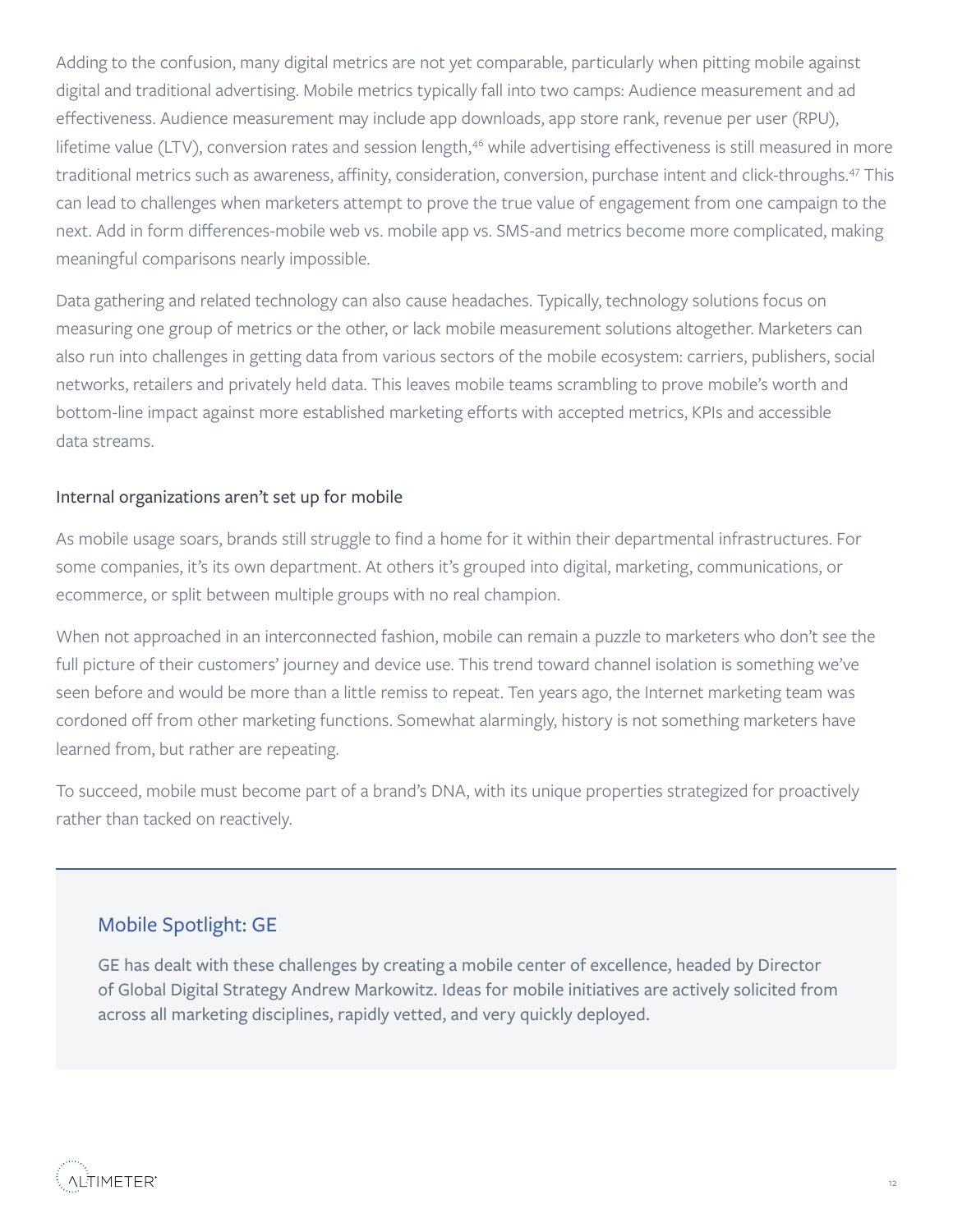Adding to the confusion, many digital metrics are not yet comparable, particularly when pitting mobile against digital and traditional advertising. Mobile metrics typically fall into two camps: Audience measurement and ad effectiveness. Audience measurement may include app downloads, app store rank, revenue per user (RPU), lifetime value (LTV), conversion rates and session length,[46] while advertising effectiveness is still measured in more traditional metrics such as awareness, affinity, consideration, conversion, purchase intent and click-throughs.[47] This can lead to challenges when marketers attempt to prove the true value of engagement from one campaign to the next. Add in form differences-mobile web vs. mobile app vs. SMS-and metrics become more complicated, making meaningful comparisons nearly impossible.

Data gathering and related technology can also cause headaches. Typically, technology solutions focus on measuring one group of metrics or the other, or lack mobile measurement solutions altogether. Marketers can also run into challenges in getting data from various sectors of the mobile ecosystem: carriers, publishers, social networks, retailers and privately held data. This leaves mobile teams scrambling to prove mobile's worth and bottom-line impact against more established marketing efforts with accepted metrics, KPIs and accessible data streams.

### Internal organizations aren't set up for mobile

As mobile usage soars, brands still struggle to find a home for it within their departmental infrastructures. For some companies, it's its own department. At others it's grouped into digital, marketing, communications, or ecommerce, or split between multiple groups with no real champion.

When not approached in an interconnected fashion, mobile can remain a puzzle to marketers who don't see the full picture of their customers' journey and device use. This trend toward channel isolation is something we've seen before and would be more than a little remiss to repeat. Ten years ago, the Internet marketing team was cordoned off from other marketing functions. Somewhat alarmingly, history is not something marketers have learned from, but rather are repeating.

To succeed, mobile must become part of a brand's DNA, with its unique properties strategized for proactively rather than tacked on reactively.

## Mobile Spotlight: GE

GE has dealt with these challenges by creating a mobile center of excellence, headed by Director of Global Digital Strategy Andrew Markowitz. Ideas for mobile initiatives are actively solicited from across all marketing disciplines, rapidly vetted, and very quickly deployed.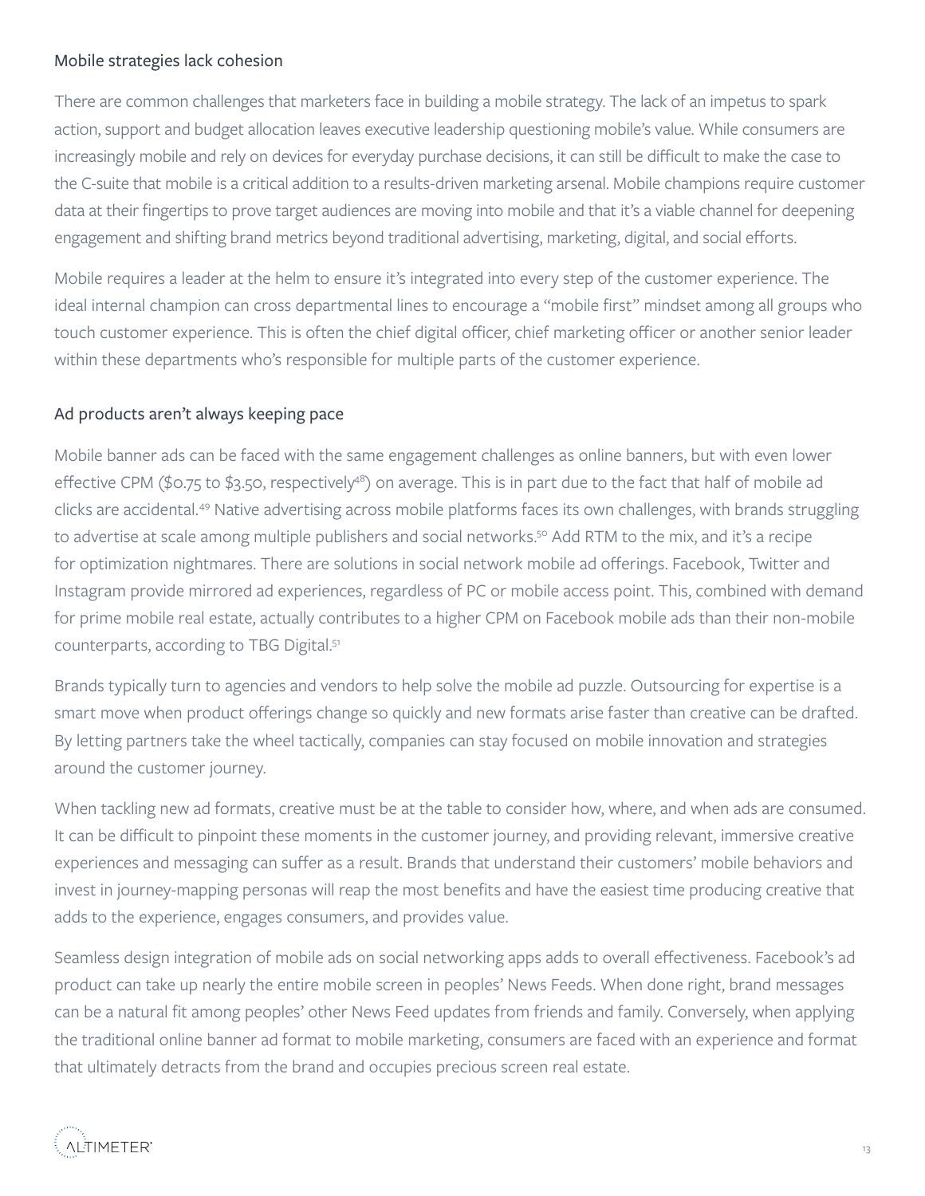## Mobile strategies lack cohesion

There are common challenges that marketers face in building a mobile strategy. The lack of an impetus to spark action, support and budget allocation leaves executive leadership questioning mobile's value. While consumers are increasingly mobile and rely on devices for everyday purchase decisions, it can still be difficult to make the case to the C-suite that mobile is a critical addition to a results-driven marketing arsenal. Mobile champions require customer data at their fingertips to prove target audiences are moving into mobile and that it's a viable channel for deepening engagement and shifting brand metrics beyond traditional advertising, marketing, digital, and social efforts.

Mobile requires a leader at the helm to ensure it's integrated into every step of the customer experience. The ideal internal champion can cross departmental lines to encourage a "mobile first" mindset among all groups who touch customer experience. This is often the chief digital officer, chief marketing officer or another senior leader within these departments who's responsible for multiple parts of the customer experience.

## Ad products aren't always keeping pace

Mobile banner ads can be faced with the same engagement challenges as online banners, but with even lower effective CPM ($0.75 to $3.50, respectively[48]) on average. This is in part due to the fact that half of mobile ad clicks are accidental.[49] Native advertising across mobile platforms faces its own challenges, with brands struggling to advertise at scale among multiple publishers and social networks.[50] Add RTM to the mix, and it's a recipe for optimization nightmares. There are solutions in social network mobile ad offerings. Facebook, Twitter and Instagram provide mirrored ad experiences, regardless of PC or mobile access point. This, combined with demand for prime mobile real estate, actually contributes to a higher CPM on Facebook mobile ads than their non-mobile counterparts, according to TBG Digital.[51]

Brands typically turn to agencies and vendors to help solve the mobile ad puzzle. Outsourcing for expertise is a smart move when product offerings change so quickly and new formats arise faster than creative can be drafted. By letting partners take the wheel tactically, companies can stay focused on mobile innovation and strategies around the customer journey.

When tackling new ad formats, creative must be at the table to consider how, where, and when ads are consumed. It can be difficult to pinpoint these moments in the customer journey, and providing relevant, immersive creative experiences and messaging can suffer as a result. Brands that understand their customers' mobile behaviors and invest in journey-mapping personas will reap the most benefits and have the easiest time producing creative that adds to the experience, engages consumers, and provides value.

Seamless design integration of mobile ads on social networking apps adds to overall effectiveness. Facebook's ad product can take up nearly the entire mobile screen in peoples' News Feeds. When done right, brand messages can be a natural fit among peoples' other News Feed updates from friends and family. Conversely, when applying the traditional online banner ad format to mobile marketing, consumers are faced with an experience and format that ultimately detracts from the brand and occupies precious screen real estate.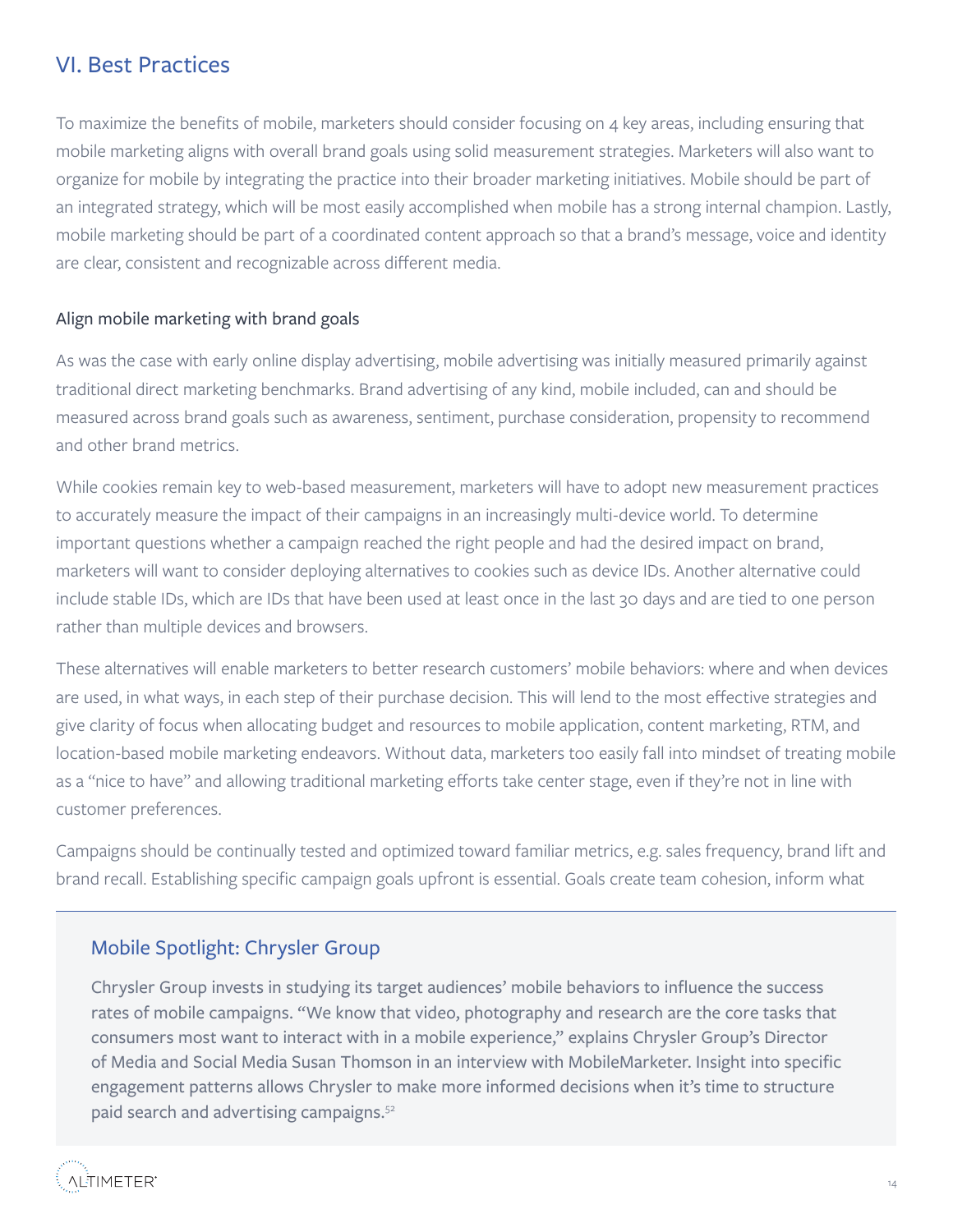## VI. Best Practices

To maximize the benefits of mobile, marketers should consider focusing on 4 key areas, including ensuring that mobile marketing aligns with overall brand goals using solid measurement strategies. Marketers will also want to organize for mobile by integrating the practice into their broader marketing initiatives. Mobile should be part of an integrated strategy, which will be most easily accomplished when mobile has a strong internal champion. Lastly, mobile marketing should be part of a coordinated content approach so that a brand's message, voice and identity are clear, consistent and recognizable across different media.

### Align mobile marketing with brand goals

As was the case with early online display advertising, mobile advertising was initially measured primarily against traditional direct marketing benchmarks. Brand advertising of any kind, mobile included, can and should be measured across brand goals such as awareness, sentiment, purchase consideration, propensity to recommend and other brand metrics.

While cookies remain key to web-based measurement, marketers will have to adopt new measurement practices to accurately measure the impact of their campaigns in an increasingly multi-device world. To determine important questions whether a campaign reached the right people and had the desired impact on brand, marketers will want to consider deploying alternatives to cookies such as device IDs. Another alternative could include stable IDs, which are IDs that have been used at least once in the last 30 days and are tied to one person rather than multiple devices and browsers.

These alternatives will enable marketers to better research customers' mobile behaviors: where and when devices are used, in what ways, in each step of their purchase decision. This will lend to the most effective strategies and give clarity of focus when allocating budget and resources to mobile application, content marketing, RTM, and location-based mobile marketing endeavors. Without data, marketers too easily fall into mindset of treating mobile as a "nice to have" and allowing traditional marketing efforts take center stage, even if they're not in line with customer preferences.

Campaigns should be continually tested and optimized toward familiar metrics, e.g. sales frequency, brand lift and brand recall. Establishing specific campaign goals upfront is essential. Goals create team cohesion, inform what

### Mobile Spotlight: Chrysler Group

Chrysler Group invests in studying its target audiences' mobile behaviors to influence the success rates of mobile campaigns. "We know that video, photography and research are the core tasks that consumers most want to interact with in a mobile experience," explains Chrysler Group's Director of Media and Social Media Susan Thomson in an interview with MobileMarketer. Insight into specific engagement patterns allows Chrysler to make more informed decisions when it's time to structure paid search and advertising campaigns.[52]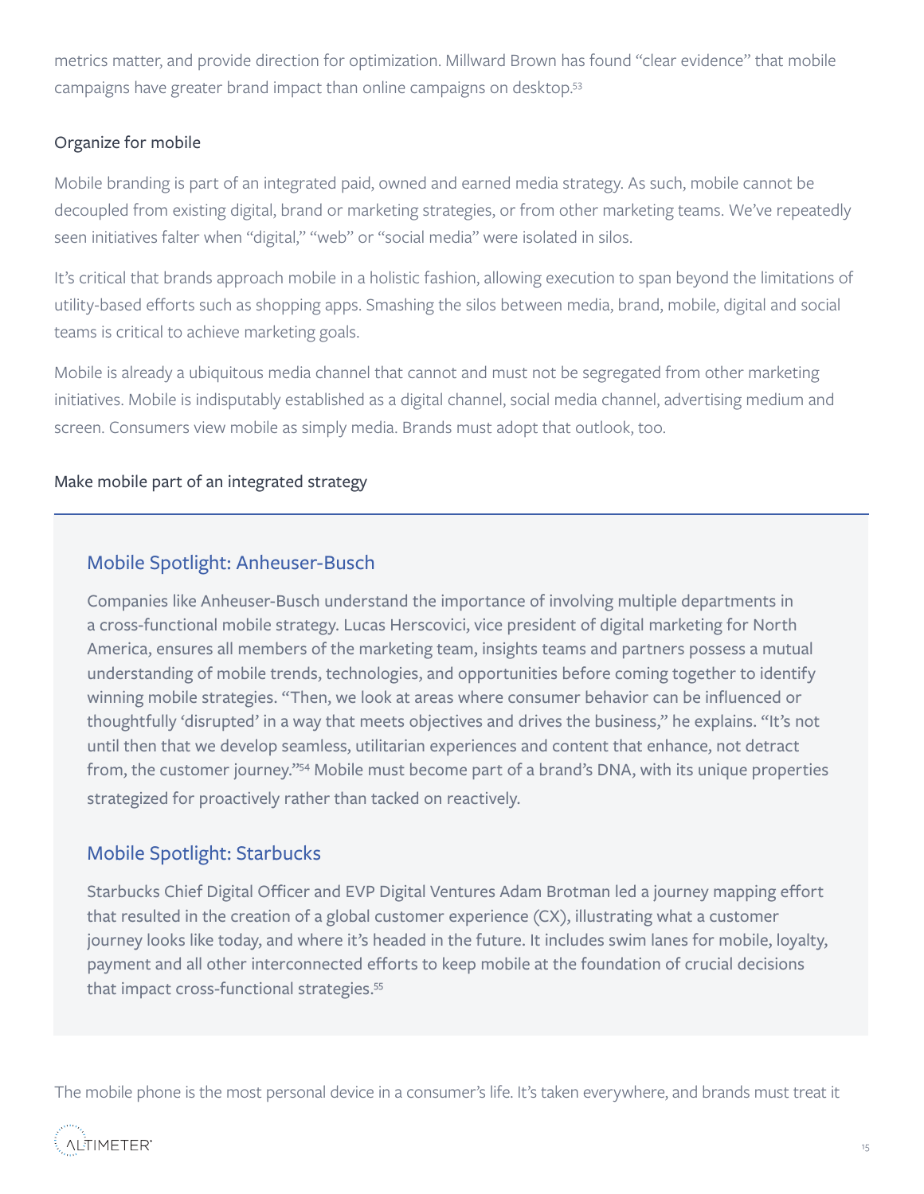metrics matter, and provide direction for optimization. Millward Brown has found "clear evidence" that mobile campaigns have greater brand impact than online campaigns on desktop.[53]

### Organize for mobile

Mobile branding is part of an integrated paid, owned and earned media strategy. As such, mobile cannot be decoupled from existing digital, brand or marketing strategies, or from other marketing teams. We've repeatedly seen initiatives falter when "digital," "web" or "social media" were isolated in silos.

It's critical that brands approach mobile in a holistic fashion, allowing execution to span beyond the limitations of utility-based efforts such as shopping apps. Smashing the silos between media, brand, mobile, digital and social teams is critical to achieve marketing goals.

Mobile is already a ubiquitous media channel that cannot and must not be segregated from other marketing initiatives. Mobile is indisputably established as a digital channel, social media channel, advertising medium and screen. Consumers view mobile as simply media. Brands must adopt that outlook, too.

### Make mobile part of an integrated strategy

#### Mobile Spotlight: Anheuser-Busch

Companies like Anheuser-Busch understand the importance of involving multiple departments in a cross-functional mobile strategy. Lucas Herscovici, vice president of digital marketing for North America, ensures all members of the marketing team, insights teams and partners possess a mutual understanding of mobile trends, technologies, and opportunities before coming together to identify winning mobile strategies. "Then, we look at areas where consumer behavior can be influenced or thoughtfully 'disrupted' in a way that meets objectives and drives the business," he explains. "It's not until then that we develop seamless, utilitarian experiences and content that enhance, not detract from, the customer journey."[54] Mobile must become part of a brand's DNA, with its unique properties strategized for proactively rather than tacked on reactively.

#### Mobile Spotlight: Starbucks

Starbucks Chief Digital Officer and EVP Digital Ventures Adam Brotman led a journey mapping effort that resulted in the creation of a global customer experience (CX), illustrating what a customer journey looks like today, and where it's headed in the future. It includes swim lanes for mobile, loyalty, payment and all other interconnected efforts to keep mobile at the foundation of crucial decisions that impact cross-functional strategies.[55]

The mobile phone is the most personal device in a consumer's life. It's taken everywhere, and brands must treat it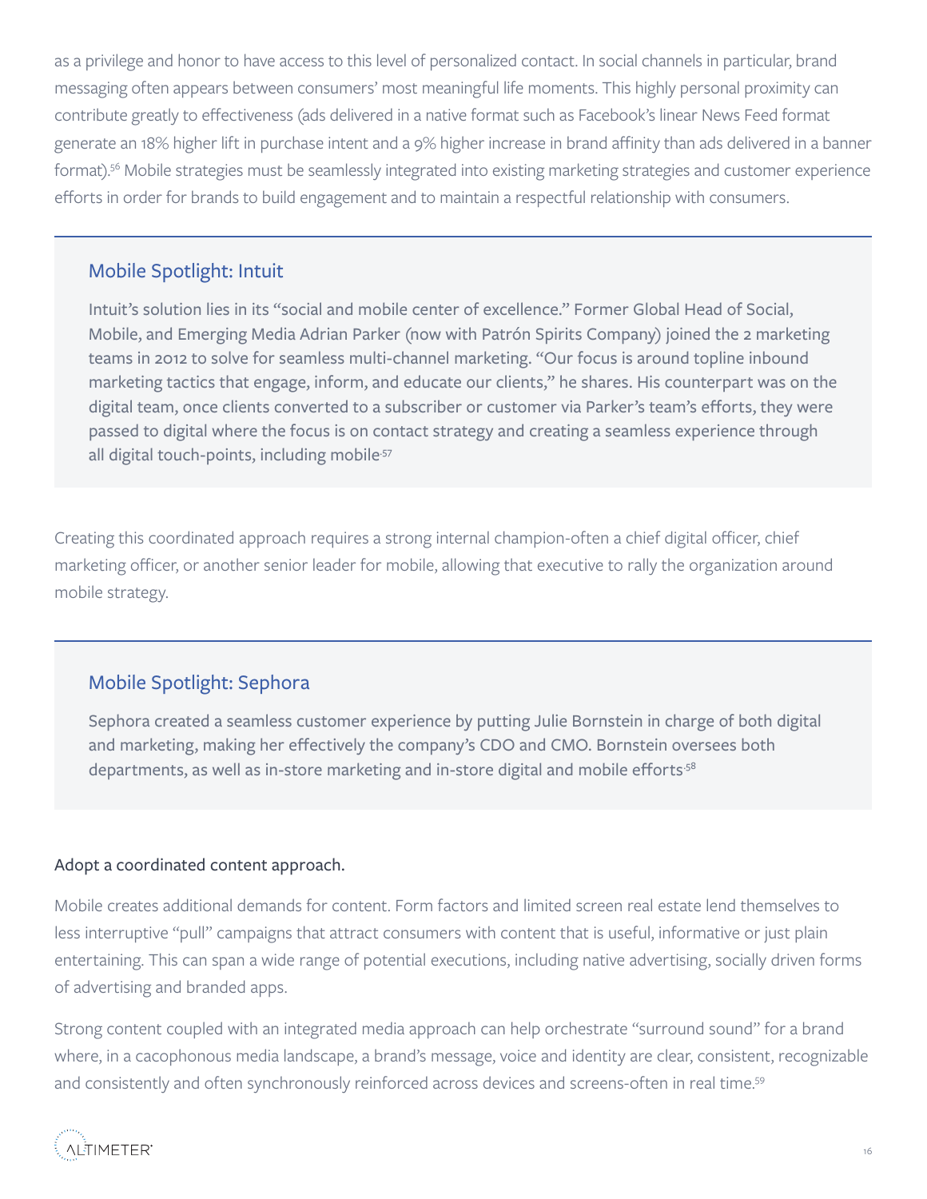as a privilege and honor to have access to this level of personalized contact. In social channels in particular, brand messaging often appears between consumers' most meaningful life moments. This highly personal proximity can contribute greatly to effectiveness (ads delivered in a native format such as Facebook's linear News Feed format generate an 18% higher lift in purchase intent and a 9% higher increase in brand affinity than ads delivered in a banner format).[56] Mobile strategies must be seamlessly integrated into existing marketing strategies and customer experience efforts in order for brands to build engagement and to maintain a respectful relationship with consumers.

### Mobile Spotlight: Intuit

Intuit's solution lies in its "social and mobile center of excellence." Former Global Head of Social, Mobile, and Emerging Media Adrian Parker (now with Patrón Spirits Company) joined the 2 marketing teams in 2012 to solve for seamless multi-channel marketing. "Our focus is around topline inbound marketing tactics that engage, inform, and educate our clients," he shares. His counterpart was on the digital team, once clients converted to a subscriber or customer via Parker's team's efforts, they were passed to digital where the focus is on contact strategy and creating a seamless experience through all digital touch-points, including mobile.[57]

Creating this coordinated approach requires a strong internal champion-often a chief digital officer, chief marketing officer, or another senior leader for mobile, allowing that executive to rally the organization around mobile strategy.

### Mobile Spotlight: Sephora

Sephora created a seamless customer experience by putting Julie Bornstein in charge of both digital and marketing, making her effectively the company's CDO and CMO. Bornstein oversees both departments, as well as in-store marketing and in-store digital and mobile efforts.[58]

#### Adopt a coordinated content approach.

Mobile creates additional demands for content. Form factors and limited screen real estate lend themselves to less interruptive "pull" campaigns that attract consumers with content that is useful, informative or just plain entertaining. This can span a wide range of potential executions, including native advertising, socially driven forms of advertising and branded apps.

Strong content coupled with an integrated media approach can help orchestrate "surround sound" for a brand where, in a cacophonous media landscape, a brand's message, voice and identity are clear, consistent, recognizable and consistently and often synchronously reinforced across devices and screens-often in real time.[59]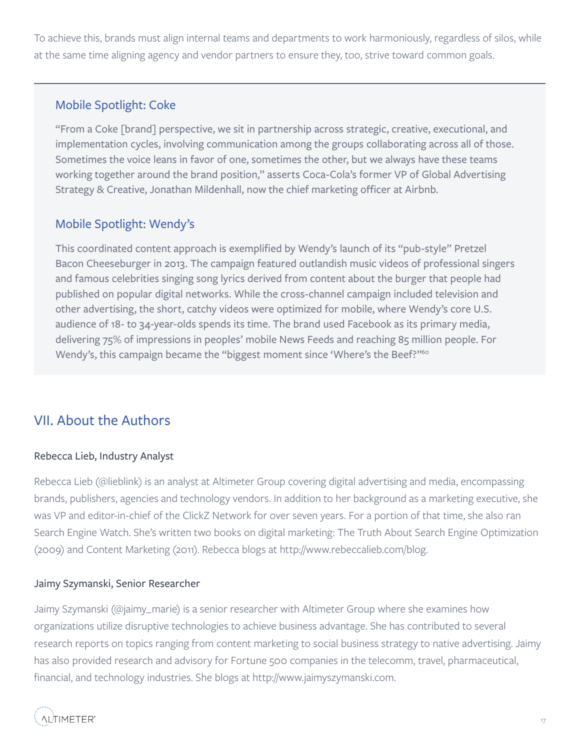To achieve this, brands must align internal teams and departments to work harmoniously, regardless of silos, while at the same time aligning agency and vendor partners to ensure they, too, strive toward common goals.

### Mobile Spotlight: Coke

"From a Coke [brand] perspective, we sit in partnership across strategic, creative, executional, and implementation cycles, involving communication among the groups collaborating across all of those. Sometimes the voice leans in favor of one, sometimes the other, but we always have these teams working together around the brand position," asserts Coca-Cola's former VP of Global Advertising Strategy & Creative, Jonathan Mildenhall, now the chief marketing officer at Airbnb.

### Mobile Spotlight: Wendy's

This coordinated content approach is exemplified by Wendy's launch of its "pub-style" Pretzel Bacon Cheeseburger in 2013. The campaign featured outlandish music videos of professional singers and famous celebrities singing song lyrics derived from content about the burger that people had published on popular digital networks. While the cross-channel campaign included television and other advertising, the short, catchy videos were optimized for mobile, where Wendy's core U.S. audience of 18- to 34-year-olds spends its time. The brand used Facebook as its primary media, delivering 75% of impressions in peoples' mobile News Feeds and reaching 85 million people. For Wendy's, this campaign became the "biggest moment since 'Where's the Beef?'"[60]

## VII. About the Authors

### Rebecca Lieb, Industry Analyst

Rebecca Lieb (@lieblink) is an analyst at Altimeter Group covering digital advertising and media, encompassing brands, publishers, agencies and technology vendors. In addition to her background as a marketing executive, she was VP and editor-in-chief of the ClickZ Network for over seven years. For a portion of that time, she also ran Search Engine Watch. She's written two books on digital marketing: The Truth About Search Engine Optimization (2009) and Content Marketing (2011). Rebecca blogs at http://www.rebeccalieb.com/blog.

### Jaimy Szymanski, Senior Researcher

Jaimy Szymanski (@jaimy_marie) is a senior researcher with Altimeter Group where she examines how organizations utilize disruptive technologies to achieve business advantage. She has contributed to several research reports on topics ranging from content marketing to social business strategy to native advertising. Jaimy has also provided research and advisory for Fortune 500 companies in the telecomm, travel, pharmaceutical, financial, and technology industries. She blogs at http://www.jaimyszymanski.com.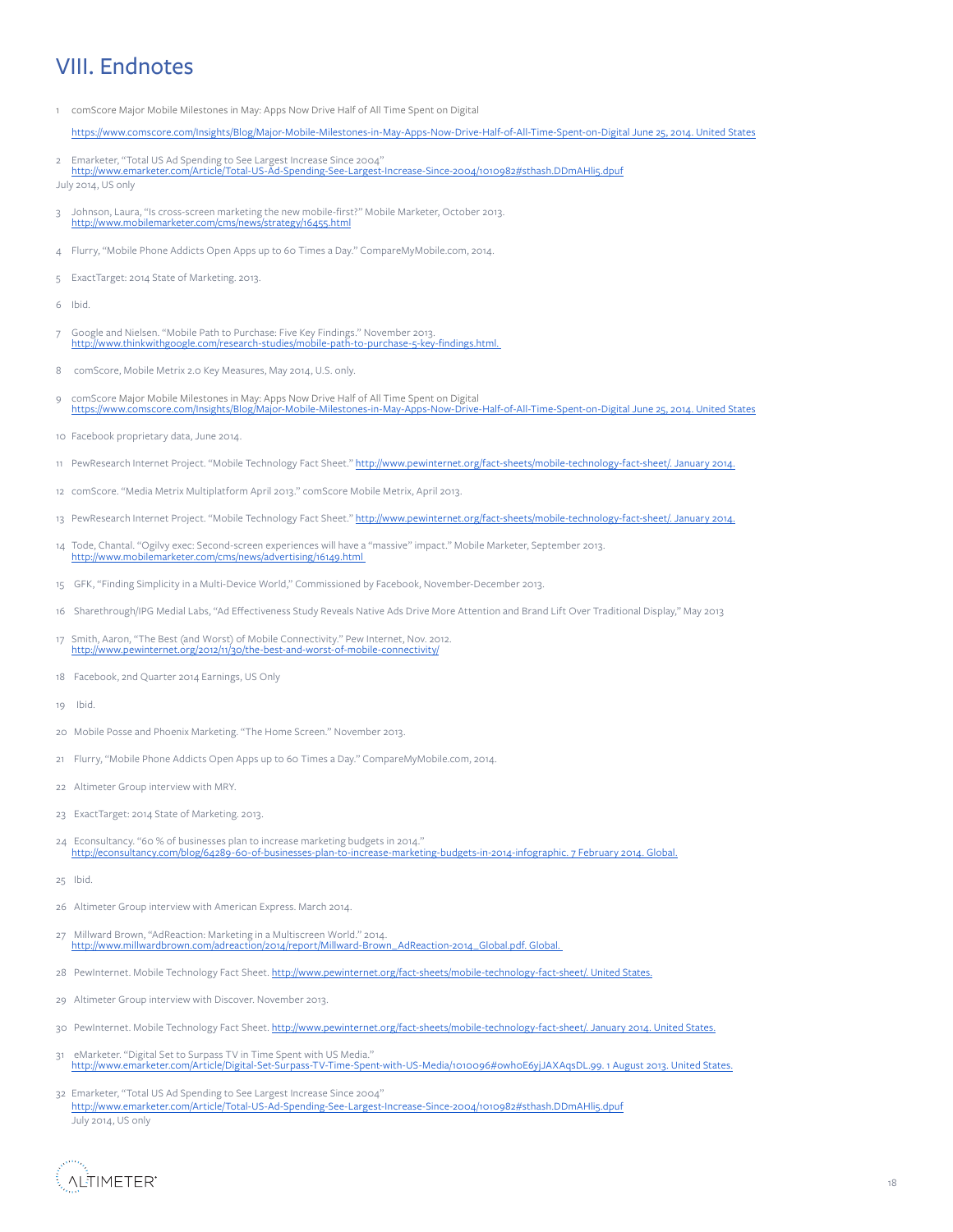# VIII. Endnotes

1. comScore Major Mobile Milestones in May: Apps Now Drive Half of All Time Spent on Digital
   https://www.comscore.com/Insights/Blog/Major-Mobile-Milestones-in-May-Apps-Now-Drive-Half-of-All-Time-Spent-on-Digital June 25, 2014. United States

2. Emarketer, "Total US Ad Spending to See Largest Increase Since 2004"
   http://www.emarketer.com/Article/Total-US-Ad-Spending-See-Largest-Increase-Since-2004/1010982#sthash.DDmAHli5.dpuf
   July 2014, US only

3. Johnson, Laura, "Is cross-screen marketing the new mobile-first?" Mobile Marketer, October 2013.
   http://www.mobilemarketer.com/cms/news/strategy/16455.html

4. Flurry, "Mobile Phone Addicts Open Apps up to 60 Times a Day." CompareMyMobile.com, 2014.

5. ExactTarget: 2014 State of Marketing. 2013.

6. Ibid.

7. Google and Nielsen. "Mobile Path to Purchase: Five Key Findings." November 2013.
   http://www.thinkwithgoogle.com/research-studies/mobile-path-to-purchase-5-key-findings.html.

8. comScore, Mobile Metrix 2.0 Key Measures, May 2014, U.S. only.

9. comScore Major Mobile Milestones in May: Apps Now Drive Half of All Time Spent on Digital
   https://www.comscore.com/Insights/Blog/Major-Mobile-Milestones-in-May-Apps-Now-Drive-Half-of-All-Time-Spent-on-Digital June 25, 2014. United States

10. Facebook proprietary data, June 2014.

11. PewResearch Internet Project. "Mobile Technology Fact Sheet." http://www.pewinternet.org/fact-sheets/mobile-technology-fact-sheet/. January 2014.

12. comScore. "Media Metrix Multiplatform April 2013." comScore Mobile Metrix, April 2013.

13. PewResearch Internet Project. "Mobile Technology Fact Sheet." http://www.pewinternet.org/fact-sheets/mobile-technology-fact-sheet/. January 2014.

14. Tode, Chantal. "Ogilvy exec: Second-screen experiences will have a "massive" impact." Mobile Marketer, September 2013.
    http://www.mobilemarketer.com/cms/news/advertising/16149.html

15. GFK, "Finding Simplicity in a Multi-Device World," Commissioned by Facebook, November-December 2013.

16. Sharethrough/IPG Medial Labs, "Ad Effectiveness Study Reveals Native Ads Drive More Attention and Brand Lift Over Traditional Display," May 2013

17. Smith, Aaron, "The Best (and Worst) of Mobile Connectivity." Pew Internet, Nov. 2012.
    http://www.pewinternet.org/2012/11/30/the-best-and-worst-of-mobile-connectivity/

18. Facebook, 2nd Quarter 2014 Earnings, US Only

19. Ibid.

20. Mobile Posse and Phoenix Marketing. "The Home Screen." November 2013.

21. Flurry, "Mobile Phone Addicts Open Apps up to 60 Times a Day." CompareMyMobile.com, 2014.

22. Altimeter Group interview with MRY.

23. ExactTarget: 2014 State of Marketing. 2013.

24. Econsultancy. "60 % of businesses plan to increase marketing budgets in 2014."
    http://econsultancy.com/blog/64289-60-of-businesses-plan-to-increase-marketing-budgets-in-2014-infographic. 7 February 2014. Global.

25. Ibid.

26. Altimeter Group interview with American Express. March 2014.

27. Millward Brown, "AdReaction: Marketing in a Multiscreen World." 2014.
    http://www.millwardbrown.com/adreaction/2014/report/Millward-Brown_AdReaction-2014_Global.pdf. Global.

28. PewInternet. Mobile Technology Fact Sheet. http://www.pewinternet.org/fact-sheets/mobile-technology-fact-sheet/. United States.

29. Altimeter Group interview with Discover. November 2013.

30. PewInternet. Mobile Technology Fact Sheet. http://www.pewinternet.org/fact-sheets/mobile-technology-fact-sheet/. January 2014. United States.

31. eMarketer. "Digital Set to Surpass TV in Time Spent with US Media."
    http://www.emarketer.com/Article/Digital-Set-Surpass-TV-Time-Spent-with-US-Media/1010096#owhoE6yjJAXAqsDL.99. 1 August 2013. United States.

32. Emarketer, "Total US Ad Spending to See Largest Increase Since 2004"
    http://www.emarketer.com/Article/Total-US-Ad-Spending-See-Largest-Increase-Since-2004/1010982#sthash.DDmAHli5.dpuf
    July 2014, US only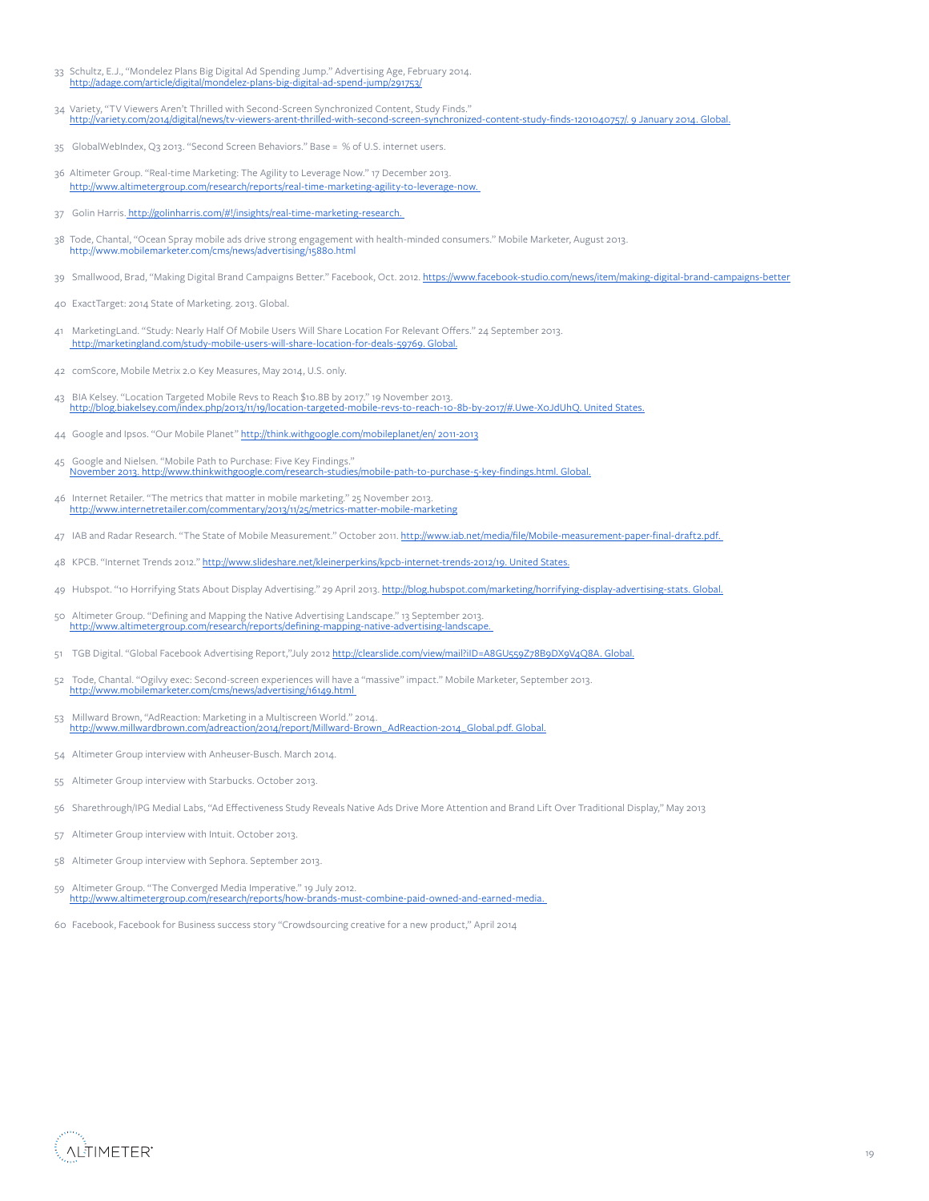33 Schultz, E.J., "Mondelez Plans Big Digital Ad Spending Jump." Advertising Age, February 2014. http://adage.com/article/digital/mondelez-plans-big-digital-ad-spend-jump/291753/

34 Variety, "TV Viewers Aren't Thrilled with Second-Screen Synchronized Content, Study Finds." http://variety.com/2014/digital/news/tv-viewers-arent-thrilled-with-second-screen-synchronized-content-study-finds-1201040757/. 9 January 2014. Global.

35 GlobalWebIndex, Q3 2013. "Second Screen Behaviors." Base = % of U.S. internet users.

36 Altimeter Group. "Real-time Marketing: The Agility to Leverage Now." 17 December 2013. http://www.altimetergroup.com/research/reports/real-time-marketing-agility-to-leverage-now.

37 Golin Harris. http://golinharris.com/#!/insights/real-time-marketing-research.

38 Tode, Chantal, "Ocean Spray mobile ads drive strong engagement with health-minded consumers." Mobile Marketer, August 2013. http://www.mobilemarketer.com/cms/news/advertising/15880.html

39 Smallwood, Brad, "Making Digital Brand Campaigns Better." Facebook, Oct. 2012. https://www.facebook-studio.com/news/item/making-digital-brand-campaigns-better

40 ExactTarget: 2014 State of Marketing. 2013. Global.

41 MarketingLand. "Study: Nearly Half Of Mobile Users Will Share Location For Relevant Offers." 24 September 2013. http://marketingland.com/study-mobile-users-will-share-location-for-deals-59769. Global.

42 comScore, Mobile Metrix 2.0 Key Measures, May 2014, U.S. only.

43 BIA Kelsey. "Location Targeted Mobile Revs to Reach $10.8B by 2017." 19 November 2013. http://blog.biakelsey.com/index.php/2013/11/19/location-targeted-mobile-revs-to-reach-10-8b-by-2017/#.Uwe-XoJdUhQ. United States.

44 Google and Ipsos. "Our Mobile Planet" http://think.withgoogle.com/mobileplanet/en/ 2011-2013

45 Google and Nielsen. "Mobile Path to Purchase: Five Key Findings." November 2013. http://www.thinkwithgoogle.com/research-studies/mobile-path-to-purchase-5-key-findings.html. Global.

46 Internet Retailer. "The metrics that matter in mobile marketing." 25 November 2013. http://www.internetretailer.com/commentary/2013/11/25/metrics-matter-mobile-marketing

47 IAB and Radar Research. "The State of Mobile Measurement." October 2011. http://www.iab.net/media/file/Mobile-measurement-paper-final-draft2.pdf.

48 KPCB. "Internet Trends 2012." http://www.slideshare.net/kleinerperkins/kpcb-internet-trends-2012/19. United States.

49 Hubspot. "10 Horrifying Stats About Display Advertising." 29 April 2013. http://blog.hubspot.com/marketing/horrifying-display-advertising-stats. Global.

50 Altimeter Group. "Defining and Mapping the Native Advertising Landscape." 13 September 2013. http://www.altimetergroup.com/research/reports/defining-mapping-native-advertising-landscape.

51 TGB Digital. "Global Facebook Advertising Report,"July 2012 http://clearslide.com/view/mail?iID=A8GU559Z78B9DX9V4Q8A. Global.

52 Tode, Chantal. "Ogilvy exec: Second-screen experiences will have a "massive" impact." Mobile Marketer, September 2013. http://www.mobilemarketer.com/cms/news/advertising/16149.html

53 Millward Brown, "AdReaction: Marketing in a Multiscreen World." 2014. http://www.millwardbrown.com/adreaction/2014/report/Millward-Brown_AdReaction-2014_Global.pdf. Global.

54 Altimeter Group interview with Anheuser-Busch. March 2014.

55 Altimeter Group interview with Starbucks. October 2013.

56 Sharethrough/IPG Medial Labs, "Ad Effectiveness Study Reveals Native Ads Drive More Attention and Brand Lift Over Traditional Display," May 2013

57 Altimeter Group interview with Intuit. October 2013.

58 Altimeter Group interview with Sephora. September 2013.

59 Altimeter Group. "The Converged Media Imperative." 19 July 2012. http://www.altimetergroup.com/research/reports/how-brands-must-combine-paid-owned-and-earned-media.

60 Facebook, Facebook for Business success story "Crowdsourcing creative for a new product," April 2014